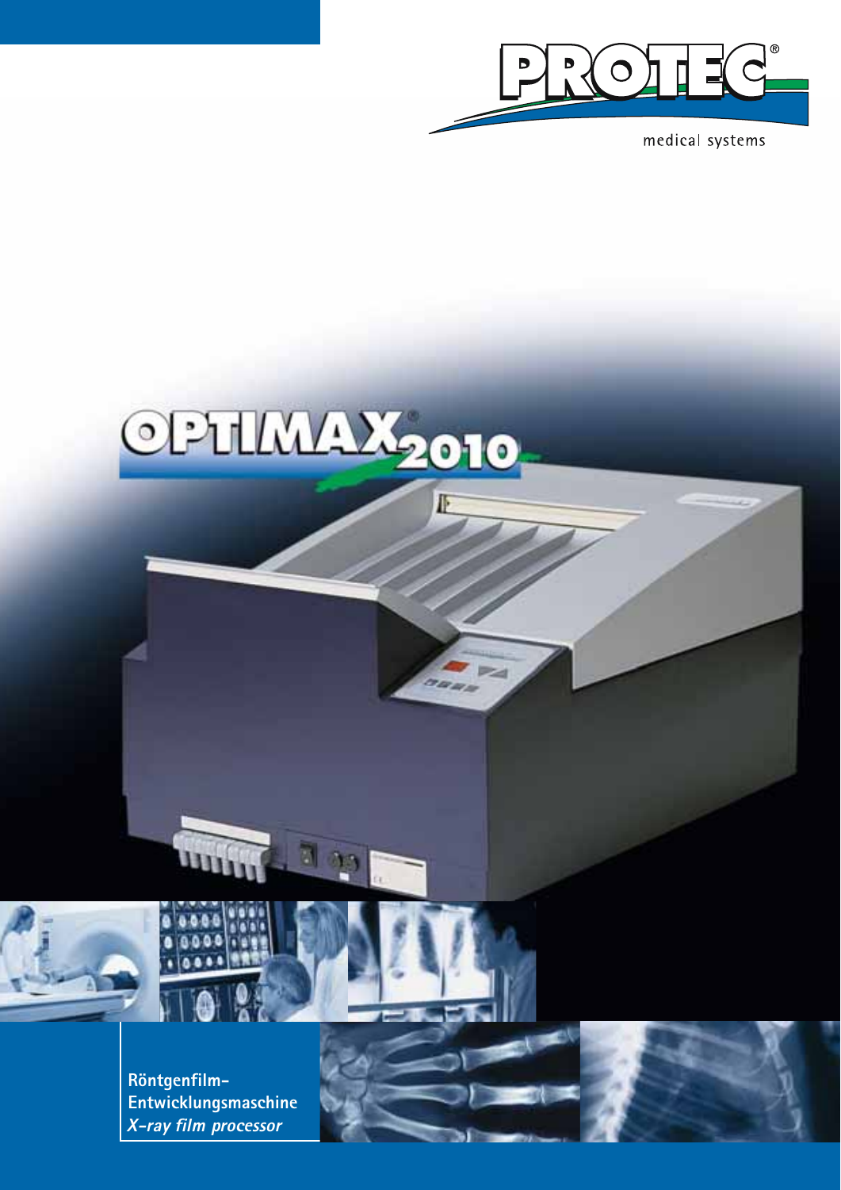PROTEC®

medical systems

OPTIMAX® 2010

**Röntgenfilm-Entwicklungsmaschine**

***X-ray film processor***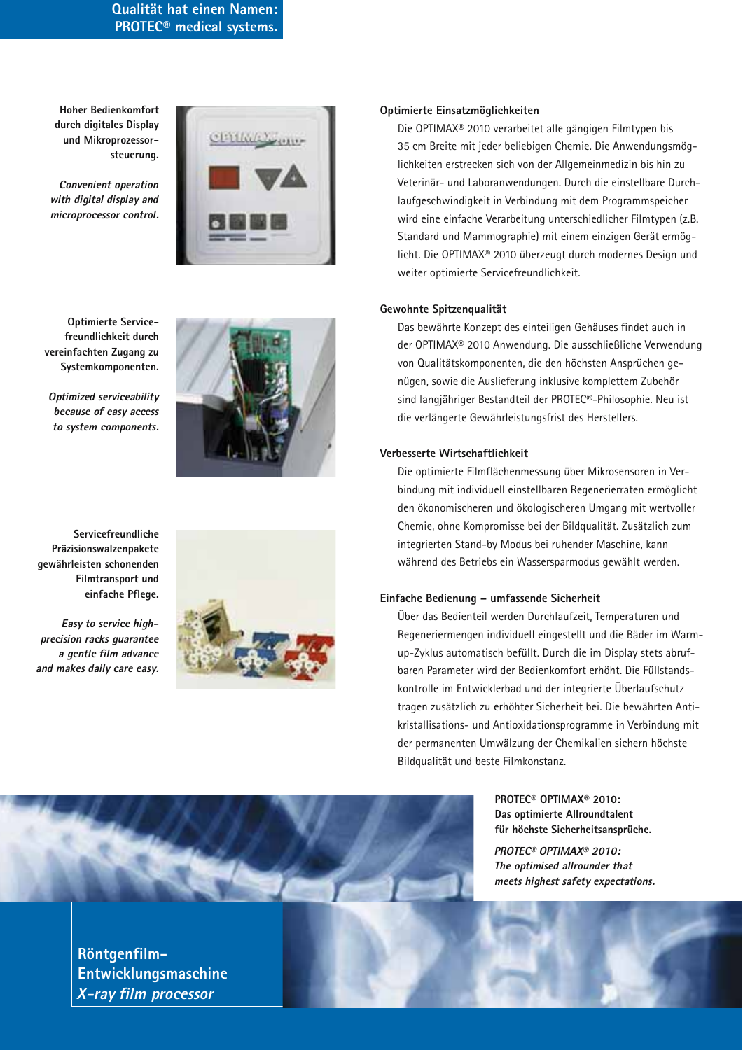**Qualität hat einen Namen: PROTEC® medical systems.**

**Hoher Bedienkomfort durch digitales Display und Mikroprozessor­steuerung.**

***Convenient operation with digital display and microprocessor control.***

**Optimierte Service­freundlichkeit durch vereinfachten Zugang zu Systemkomponenten.**

***Optimized serviceability because of easy access to system components.***

**Servicefreundliche Präzisionswalzenpakete gewährleisten schonenden Filmtransport und einfache Pflege.**

***Easy to service high-precision racks guarantee a gentle film advance and makes daily care easy.***

### Optimierte Einsatzmöglichkeiten

Die OPTIMAX® 2010 verarbeitet alle gängigen Filmtypen bis 35 cm Breite mit jeder beliebigen Chemie. Die Anwendungsmöglichkeiten erstrecken sich von der Allgemeinmedizin bis hin zu Veterinär- und Laboranwendungen. Durch die einstellbare Durchlaufgeschwindigkeit in Verbindung mit dem Programmspeicher wird eine einfache Verarbeitung unterschiedlicher Filmtypen (z.B. Standard und Mammographie) mit einem einzigen Gerät ermöglicht. Die OPTIMAX® 2010 überzeugt durch modernes Design und weiter optimierte Servicefreundlichkeit.

### Gewohnte Spitzenqualität

Das bewährte Konzept des einteiligen Gehäuses findet auch in der OPTIMAX® 2010 Anwendung. Die ausschließliche Verwendung von Qualitätskomponenten, die den höchsten Ansprüchen genügen, sowie die Auslieferung inklusive komplettem Zubehör sind langjähriger Bestandteil der PROTEC®-Philosophie. Neu ist die verlängerte Gewährleistungsfrist des Herstellers.

### Verbesserte Wirtschaftlichkeit

Die optimierte Filmflächenmessung über Mikrosensoren in Verbindung mit individuell einstellbaren Regenerierraten ermöglicht den ökonomischeren und ökologischeren Umgang mit wertvoller Chemie, ohne Kompromisse bei der Bildqualität. Zusätzlich zum integrierten Stand-by Modus bei ruhender Maschine, kann während des Betriebs ein Wassersparmodus gewählt werden.

### Einfache Bedienung – umfassende Sicherheit

Über das Bedienteil werden Durchlaufzeit, Temperaturen und Regeneriermengen individuell eingestellt und die Bäder im Warm-up-Zyklus automatisch befüllt. Durch die im Display stets abrufbaren Parameter wird der Bedienkomfort erhöht. Die Füllstandskontrolle im Entwicklerbad und der integrierte Überlaufschutz tragen zusätzlich zu erhöhter Sicherheit bei. Die bewährten Antikristallisations- und Antioxidationsprogramme in Verbindung mit der permanenten Umwälzung der Chemikalien sichern höchste Bildqualität und beste Filmkonstanz.

**PROTEC® OPTIMAX® 2010: Das optimierte Allroundtalent für höchste Sicherheitsansprüche.**

***PROTEC® OPTIMAX® 2010: The optimised allrounder that meets highest safety expectations.***

**Röntgenfilm-Entwicklungsmaschine**
***X-ray film processor***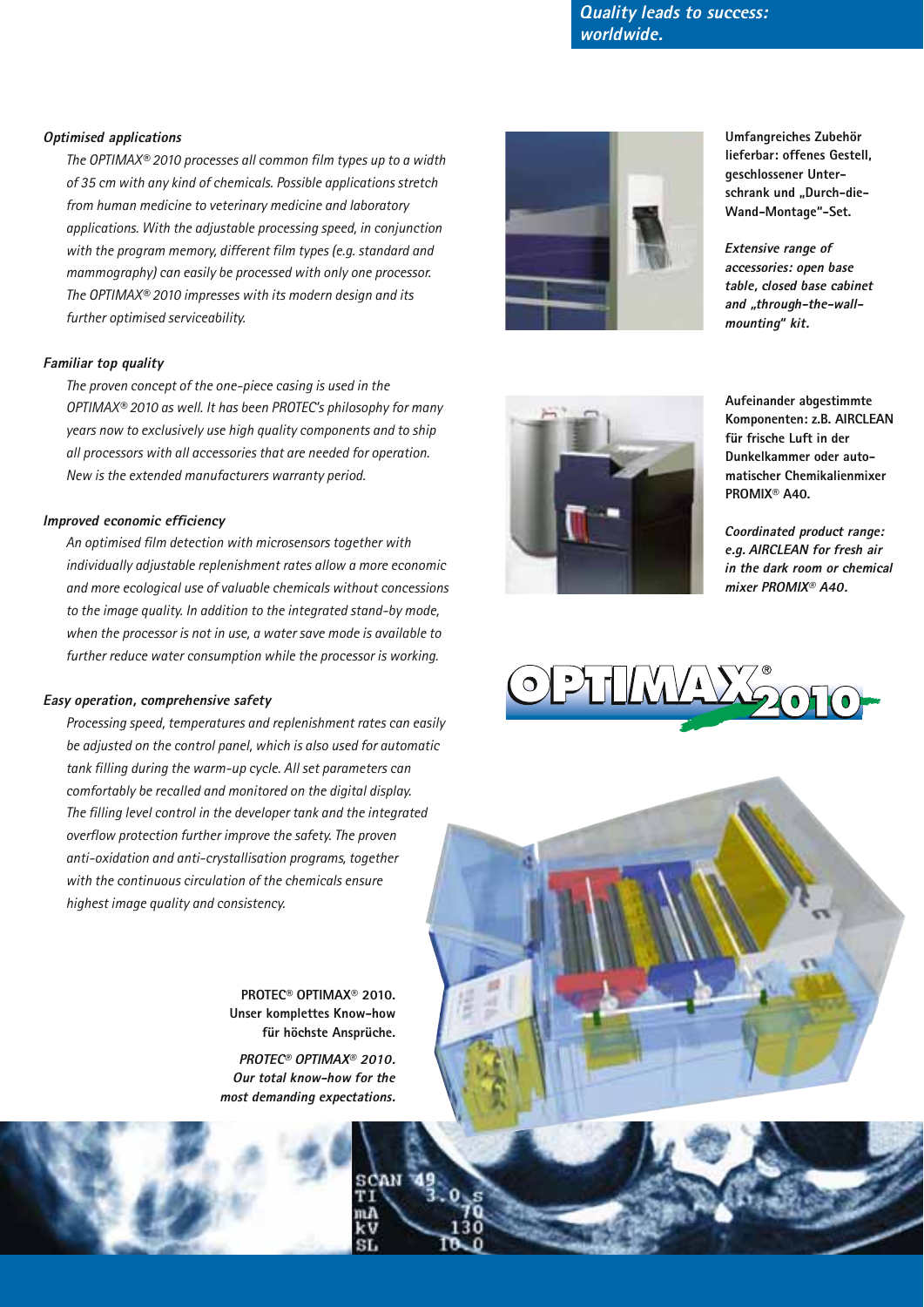## Quality leads to success: worldwide.

### Optimised applications

*The OPTIMAX® 2010 processes all common film types up to a width of 35 cm with any kind of chemicals. Possible applications stretch from human medicine to veterinary medicine and laboratory applications. With the adjustable processing speed, in conjunction with the program memory, different film types (e.g. standard and mammography) can easily be processed with only one processor. The OPTIMAX® 2010 impresses with its modern design and its further optimised serviceability.*

### Familiar top quality

*The proven concept of the one-piece casing is used in the OPTIMAX® 2010 as well. It has been PROTEC's philosophy for many years now to exclusively use high quality components and to ship all processors with all accessories that are needed for operation. New is the extended manufacturers warranty period.*

### Improved economic efficiency

*An optimised film detection with microsensors together with individually adjustable replenishment rates allow a more economic and more ecological use of valuable chemicals without concessions to the image quality. In addition to the integrated stand-by mode, when the processor is not in use, a water save mode is available to further reduce water consumption while the processor is working.*

### Easy operation, comprehensive safety

*Processing speed, temperatures and replenishment rates can easily be adjusted on the control panel, which is also used for automatic tank filling during the warm-up cycle. All set parameters can comfortably be recalled and monitored on the digital display. The filling level control in the developer tank and the integrated overflow protection further improve the safety. The proven anti-oxidation and anti-crystallisation programs, together with the continuous circulation of the chemicals ensure highest image quality and consistency.*

**Umfangreiches Zubehör lieferbar: offenes Gestell, geschlossener Unterschrank und „Durch-die-Wand-Montage"-Set.**

***Extensive range of accessories: open base table, closed base cabinet and „through-the-wall-mounting" kit.***

**Aufeinander abgestimmte Komponenten: z.B. AIRCLEAN für frische Luft in der Dunkelkammer oder automatischer Chemikalienmixer PROMIX® A40.**

***Coordinated product range: e.g. AIRCLEAN for fresh air in the dark room or chemical mixer PROMIX® A40.***

OPTIMAX® 2010

**PROTEC® OPTIMAX® 2010. Unser komplettes Know-how für höchste Ansprüche.**

***PROTEC® OPTIMAX® 2010. Our total know-how for the most demanding expectations.***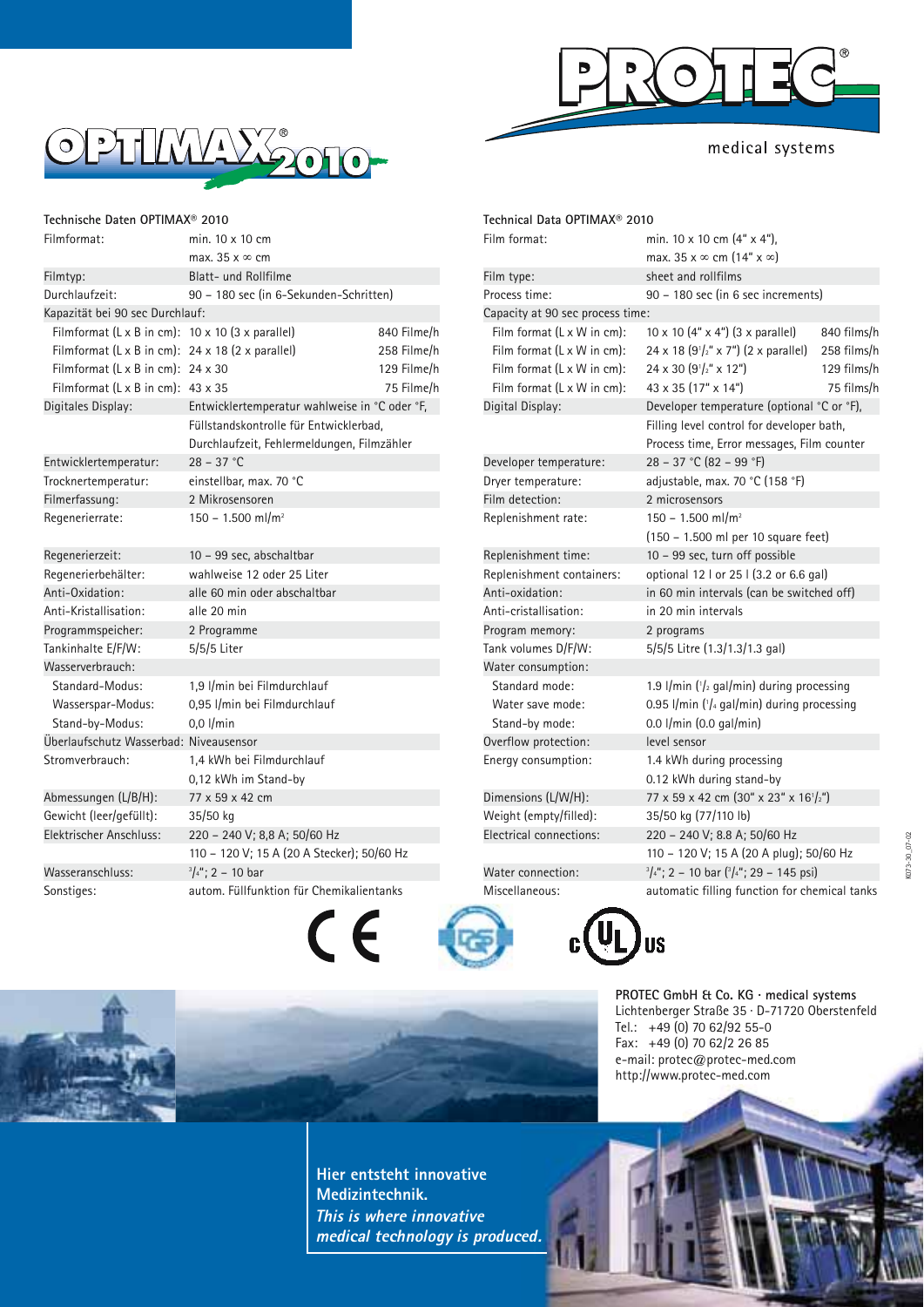# OPTIMAX® 2010

PROTEC® medical systems

## Technische Daten OPTIMAX® 2010

| | | |
|---|---|---|
| Filmformat: | min. 10 x 10 cm<br>max. 35 x ∞ cm | |
| Filmtyp: | Blatt- und Rollfilme | |
| Durchlaufzeit: | 90 – 180 sec (in 6-Sekunden-Schritten) | |
| Kapazität bei 90 sec Durchlauf: | | |
| Filmformat (L x B in cm): | 10 x 10 (3 x parallel) | 840 Filme/h |
| Filmformat (L x B in cm): | 24 x 18 (2 x parallel) | 258 Filme/h |
| Filmformat (L x B in cm): | 24 x 30 | 129 Filme/h |
| Filmformat (L x B in cm): | 43 x 35 | 75 Filme/h |
| Digitales Display: | Entwicklertemperatur wahlweise in °C oder °F, Füllstandskontrolle für Entwicklerbad, Durchlaufzeit, Fehlermeldungen, Filmzähler | |
| Entwicklertemperatur: | 28 – 37 °C | |
| Trocknertemperatur: | einstellbar, max. 70 °C | |
| Filmerfassung: | 2 Mikrosensoren | |
| Regenerierrate: | 150 – 1.500 ml/m² | |
| Regenerierzeit: | 10 – 99 sec, abschaltbar | |
| Regenerierbehälter: | wahlweise 12 oder 25 Liter | |
| Anti-Oxidation: | alle 60 min oder abschaltbar | |
| Anti-Kristallisation: | alle 20 min | |
| Programmspeicher: | 2 Programme | |
| Tankinhalte E/F/W: | 5/5/5 Liter | |
| Wasserverbrauch: | | |
| Standard-Modus: | 1,9 l/min bei Filmdurchlauf | |
| Wasserspar-Modus: | 0,95 l/min bei Filmdurchlauf | |
| Stand-by-Modus: | 0,0 l/min | |
| Überlaufschutz Wasserbad: | Niveausensor | |
| Stromverbrauch: | 1,4 kWh bei Filmdurchlauf<br>0,12 kWh im Stand-by | |
| Abmessungen (L/B/H): | 77 x 59 x 42 cm | |
| Gewicht (leer/gefüllt): | 35/50 kg | |
| Elektrischer Anschluss: | 220 – 240 V; 8,8 A; 50/60 Hz<br>110 – 120 V; 15 A (20 A Stecker); 50/60 Hz | |
| Wasseranschluss: | 3/4"; 2 – 10 bar | |
| Sonstiges: | autom. Füllfunktion für Chemikalientanks | |

## Technical Data OPTIMAX® 2010

| | | |
|---|---|---|
| Film format: | min. 10 x 10 cm (4" x 4"),<br>max. 35 x ∞ cm (14" x ∞) | |
| Film type: | sheet and rollfilms | |
| Process time: | 90 – 180 sec (in 6 sec increments) | |
| Capacity at 90 sec process time: | | |
| Film format (L x W in cm): | 10 x 10 (4" x 4") (3 x parallel) | 840 films/h |
| Film format (L x W in cm): | 24 x 18 (9 1/2" x 7") (2 x parallel) | 258 films/h |
| Film format (L x W in cm): | 24 x 30 (9 1/2" x 12") | 129 films/h |
| Film format (L x W in cm): | 43 x 35 (17" x 14") | 75 films/h |
| Digital Display: | Developer temperature (optional °C or °F), Filling level control for developer bath, Process time, Error messages, Film counter | |
| Developer temperature: | 28 – 37 °C (82 – 99 °F) | |
| Dryer temperature: | adjustable, max. 70 °C (158 °F) | |
| Film detection: | 2 microsensors | |
| Replenishment rate: | 150 – 1.500 ml/m²<br>(150 – 1.500 ml per 10 square feet) | |
| Replenishment time: | 10 – 99 sec, turn off possible | |
| Replenishment containers: | optional 12 l or 25 l (3.2 or 6.6 gal) | |
| Anti-oxidation: | in 60 min intervals (can be switched off) | |
| Anti-cristallisation: | in 20 min intervals | |
| Program memory: | 2 programs | |
| Tank volumes D/F/W: | 5/5/5 Litre (1.3/1.3/1.3 gal) | |
| Water consumption: | | |
| Standard mode: | 1.9 l/min (1/2 gal/min) during processing | |
| Water save mode: | 0.95 l/min (1/4 gal/min) during processing | |
| Stand-by mode: | 0.0 l/min (0.0 gal/min) | |
| Overflow protection: | level sensor | |
| Energy consumption: | 1.4 kWh during processing<br>0.12 kWh during stand-by | |
| Dimensions (L/W/H): | 77 x 59 x 42 cm (30" x 23" x 16 1/2") | |
| Weight (empty/filled): | 35/50 kg (77/110 lb) | |
| Electrical connections: | 220 – 240 V; 8.8 A; 50/60 Hz<br>110 – 120 V; 15 A (20 A plug); 50/60 Hz | |
| Water connection: | 3/4"; 2 – 10 bar (3/4"; 29 – 145 psi) | |
| Miscellaneous: | automatic filling function for chemical tanks | |

**PROTEC GmbH & Co. KG · medical systems**
Lichtenberger Straße 35 · D-71720 Oberstenfeld
Tel.: +49 (0) 70 62/92 55-0
Fax: +49 (0) 70 62/2 26 85
e-mail: protec@protec-med.com
http://www.protec-med.com

**Hier entsteht innovative Medizintechnik.**
***This is where innovative medical technology is produced.***

K073-30_07-02